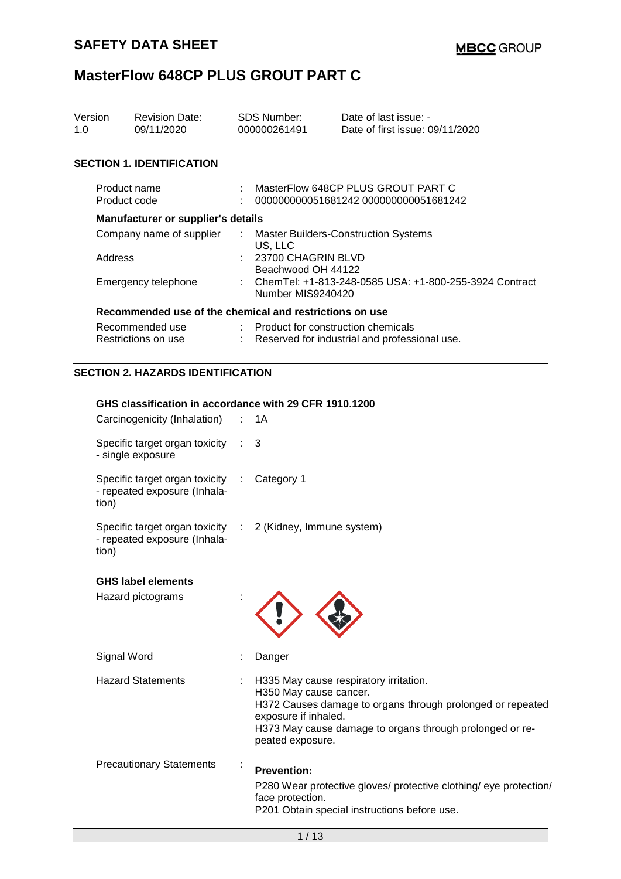# SAFETY DATA SHEET

**MBCC GROUP**

# MasterFlow 648CP PLUS GROUT PART C

| Version | Revision Date: | SDS Number: | Date of last issue: - |
|---|---|---|---|
| 1.0 | 09/11/2020 | 000000261491 | Date of first issue: 09/11/2020 |

## SECTION 1. IDENTIFICATION

| | | |
|---|---|---|
| Product name | : | MasterFlow 648CP PLUS GROUT PART C |
| Product code | : | 000000000051681242 000000000051681242 |

**Manufacturer or supplier's details**

| | | |
|---|---|---|
| Company name of supplier | : | Master Builders-Construction Systems US, LLC |
| Address | : | 23700 CHAGRIN BLVD Beachwood OH 44122 |
| Emergency telephone | : | ChemTel: +1-813-248-0585 USA: +1-800-255-3924 Contract Number MIS9240420 |

**Recommended use of the chemical and restrictions on use**

| | | |
|---|---|---|
| Recommended use | : | Product for construction chemicals |
| Restrictions on use | : | Reserved for industrial and professional use. |

## SECTION 2. HAZARDS IDENTIFICATION

**GHS classification in accordance with 29 CFR 1910.1200**

| | | |
|---|---|---|
| Carcinogenicity (Inhalation) | : | 1A |
| Specific target organ toxicity - single exposure | : | 3 |
| Specific target organ toxicity - repeated exposure (Inhalation) | : | Category 1 |
| Specific target organ toxicity - repeated exposure (Inhalation) | : | 2 (Kidney, Immune system) |

**GHS label elements**

Hazard pictograms :

Signal Word : Danger

Hazard Statements :
H335 May cause respiratory irritation.
H350 May cause cancer.
H372 Causes damage to organs through prolonged or repeated exposure if inhaled.
H373 May cause damage to organs through prolonged or repeated exposure.

Precautionary Statements :

**Prevention:**

P280 Wear protective gloves/ protective clothing/ eye protection/ face protection.
P201 Obtain special instructions before use.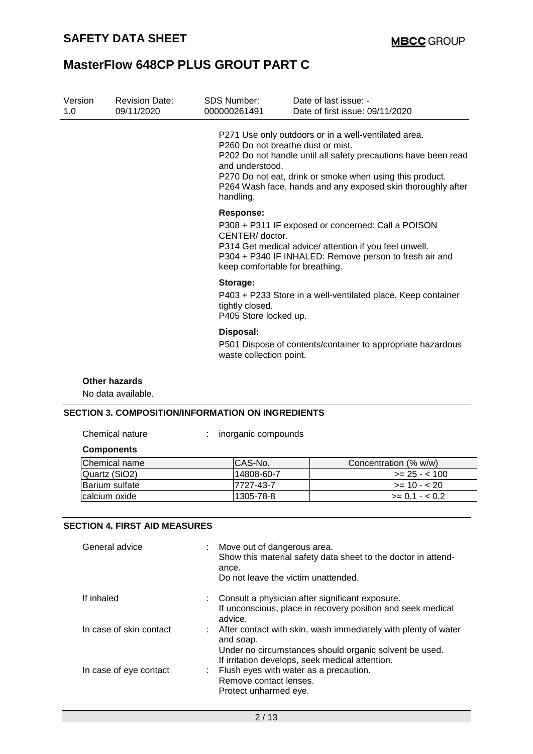| Version | Revision Date: | SDS Number: | Date of last issue: - |
|---|---|---|---|
| 1.0 | 09/11/2020 | 000000261491 | Date of first issue: 09/11/2020 |

P271 Use only outdoors or in a well-ventilated area.
P260 Do not breathe dust or mist.
P202 Do not handle until all safety precautions have been read and understood.
P270 Do not eat, drink or smoke when using this product.
P264 Wash face, hands and any exposed skin thoroughly after handling.

**Response:**

P308 + P311 IF exposed or concerned: Call a POISON CENTER/ doctor.
P314 Get medical advice/ attention if you feel unwell.
P304 + P340 IF INHALED: Remove person to fresh air and keep comfortable for breathing.

**Storage:**

P403 + P233 Store in a well-ventilated place. Keep container tightly closed.
P405 Store locked up.

**Disposal:**

P501 Dispose of contents/container to appropriate hazardous waste collection point.

**Other hazards**

No data available.

## SECTION 3. COMPOSITION/INFORMATION ON INGREDIENTS

Chemical nature : inorganic compounds

**Components**

| Chemical name | CAS-No. | Concentration (% w/w) |
|---|---|---|
| Quartz (SiO2) | 14808-60-7 | >= 25 - < 100 |
| Barium sulfate | 7727-43-7 | >= 10 - < 20 |
| calcium oxide | 1305-78-8 | >= 0.1 - < 0.2 |

## SECTION 4. FIRST AID MEASURES

General advice : Move out of dangerous area.
Show this material safety data sheet to the doctor in attendance.
Do not leave the victim unattended.

If inhaled : Consult a physician after significant exposure.
If unconscious, place in recovery position and seek medical advice.

In case of skin contact : After contact with skin, wash immediately with plenty of water and soap.
Under no circumstances should organic solvent be used.
If irritation develops, seek medical attention.

In case of eye contact : Flush eyes with water as a precaution.
Remove contact lenses.
Protect unharmed eye.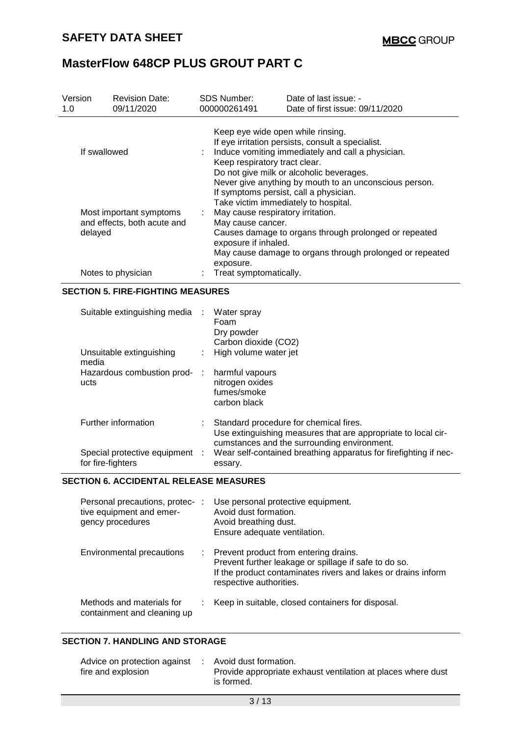| Version 1.0 | Revision Date: 09/11/2020 | SDS Number: 000000261491 | Date of last issue: - Date of first issue: 09/11/2020 |
|---|---|---|---|

| | | |
|---|---|---|
| | | Keep eye wide open while rinsing. If eye irritation persists, consult a specialist. |
| If swallowed | : | Induce vomiting immediately and call a physician. Keep respiratory tract clear. Do not give milk or alcoholic beverages. Never give anything by mouth to an unconscious person. If symptoms persist, call a physician. Take victim immediately to hospital. |
| Most important symptoms and effects, both acute and delayed | : | May cause respiratory irritation. May cause cancer. Causes damage to organs through prolonged or repeated exposure if inhaled. May cause damage to organs through prolonged or repeated exposure. |
| Notes to physician | : | Treat symptomatically. |

## SECTION 5. FIRE-FIGHTING MEASURES

| | | |
|---|---|---|
| Suitable extinguishing media | : | Water spray<br>Foam<br>Dry powder<br>Carbon dioxide (CO2) |
| Unsuitable extinguishing media | : | High volume water jet |
| Hazardous combustion products | : | harmful vapours<br>nitrogen oxides<br>fumes/smoke<br>carbon black |
| Further information | : | Standard procedure for chemical fires. Use extinguishing measures that are appropriate to local circumstances and the surrounding environment. |
| Special protective equipment for fire-fighters | : | Wear self-contained breathing apparatus for firefighting if necessary. |

## SECTION 6. ACCIDENTAL RELEASE MEASURES

| | | |
|---|---|---|
| Personal precautions, protective equipment and emergency procedures | : | Use personal protective equipment.<br>Avoid dust formation.<br>Avoid breathing dust.<br>Ensure adequate ventilation. |
| Environmental precautions | : | Prevent product from entering drains. Prevent further leakage or spillage if safe to do so. If the product contaminates rivers and lakes or drains inform respective authorities. |
| Methods and materials for containment and cleaning up | : | Keep in suitable, closed containers for disposal. |

## SECTION 7. HANDLING AND STORAGE

| | | |
|---|---|---|
| Advice on protection against fire and explosion | : | Avoid dust formation. Provide appropriate exhaust ventilation at places where dust is formed. |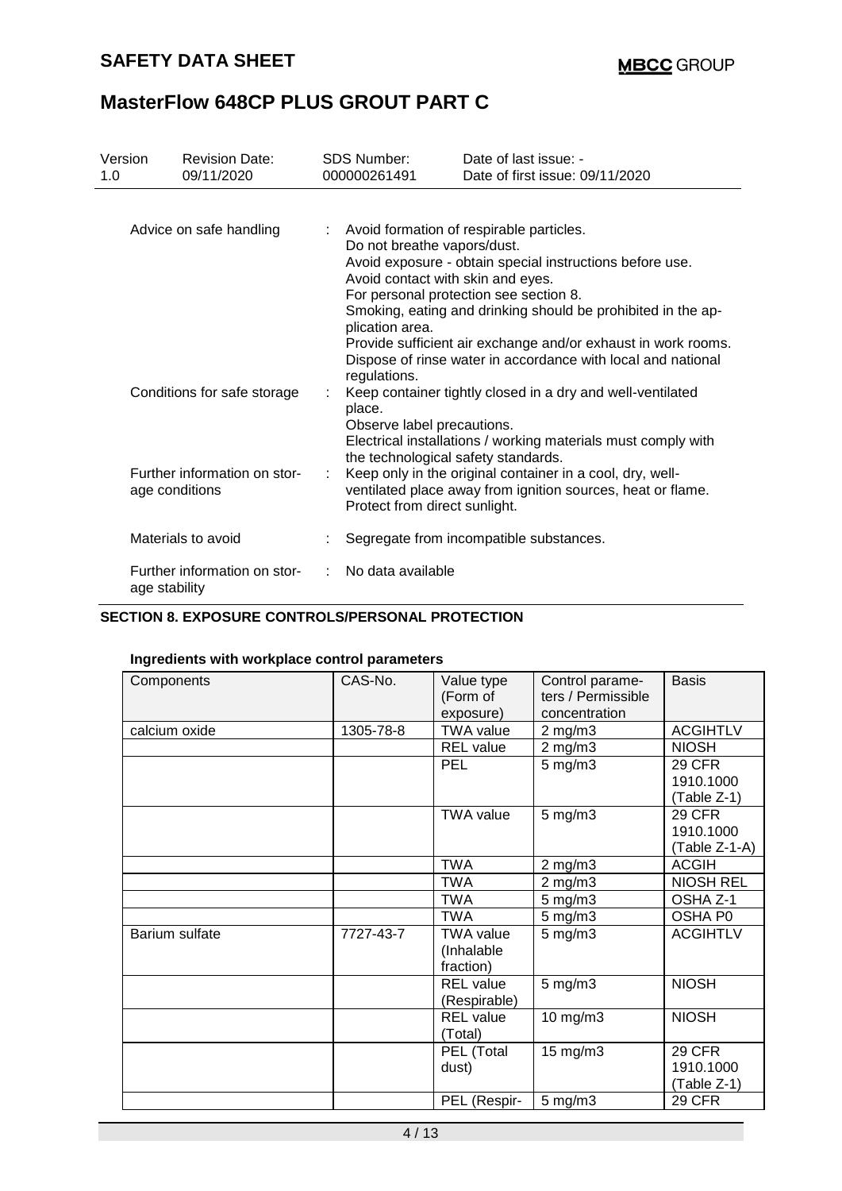| | | |
|---|---|---|
| Advice on safe handling | : | Avoid formation of respirable particles.<br>Do not breathe vapors/dust.<br>Avoid exposure - obtain special instructions before use.<br>Avoid contact with skin and eyes.<br>For personal protection see section 8.<br>Smoking, eating and drinking should be prohibited in the application area.<br>Provide sufficient air exchange and/or exhaust in work rooms.<br>Dispose of rinse water in accordance with local and national regulations. |
| Conditions for safe storage | : | Keep container tightly closed in a dry and well-ventilated place.<br>Observe label precautions.<br>Electrical installations / working materials must comply with the technological safety standards. |
| Further information on storage conditions | : | Keep only in the original container in a cool, dry, well-ventilated place away from ignition sources, heat or flame.<br>Protect from direct sunlight. |
| Materials to avoid | : | Segregate from incompatible substances. |
| Further information on storage stability | : | No data available |

## SECTION 8. EXPOSURE CONTROLS/PERSONAL PROTECTION

**Ingredients with workplace control parameters**

| Components | CAS-No. | Value type (Form of exposure) | Control parameters / Permissible concentration | Basis |
|---|---|---|---|---|
| calcium oxide | 1305-78-8 | TWA value | 2 mg/m3 | ACGIHTLV |
| | | REL value | 2 mg/m3 | NIOSH |
| | | PEL | 5 mg/m3 | 29 CFR 1910.1000 (Table Z-1) |
| | | TWA value | 5 mg/m3 | 29 CFR 1910.1000 (Table Z-1-A) |
| | | TWA | 2 mg/m3 | ACGIH |
| | | TWA | 2 mg/m3 | NIOSH REL |
| | | TWA | 5 mg/m3 | OSHA Z-1 |
| | | TWA | 5 mg/m3 | OSHA P0 |
| Barium sulfate | 7727-43-7 | TWA value (Inhalable fraction) | 5 mg/m3 | ACGIHTLV |
| | | REL value (Respirable) | 5 mg/m3 | NIOSH |
| | | REL value (Total) | 10 mg/m3 | NIOSH |
| | | PEL (Total dust) | 15 mg/m3 | 29 CFR 1910.1000 (Table Z-1) |
| | | PEL (Respir- | 5 mg/m3 | 29 CFR |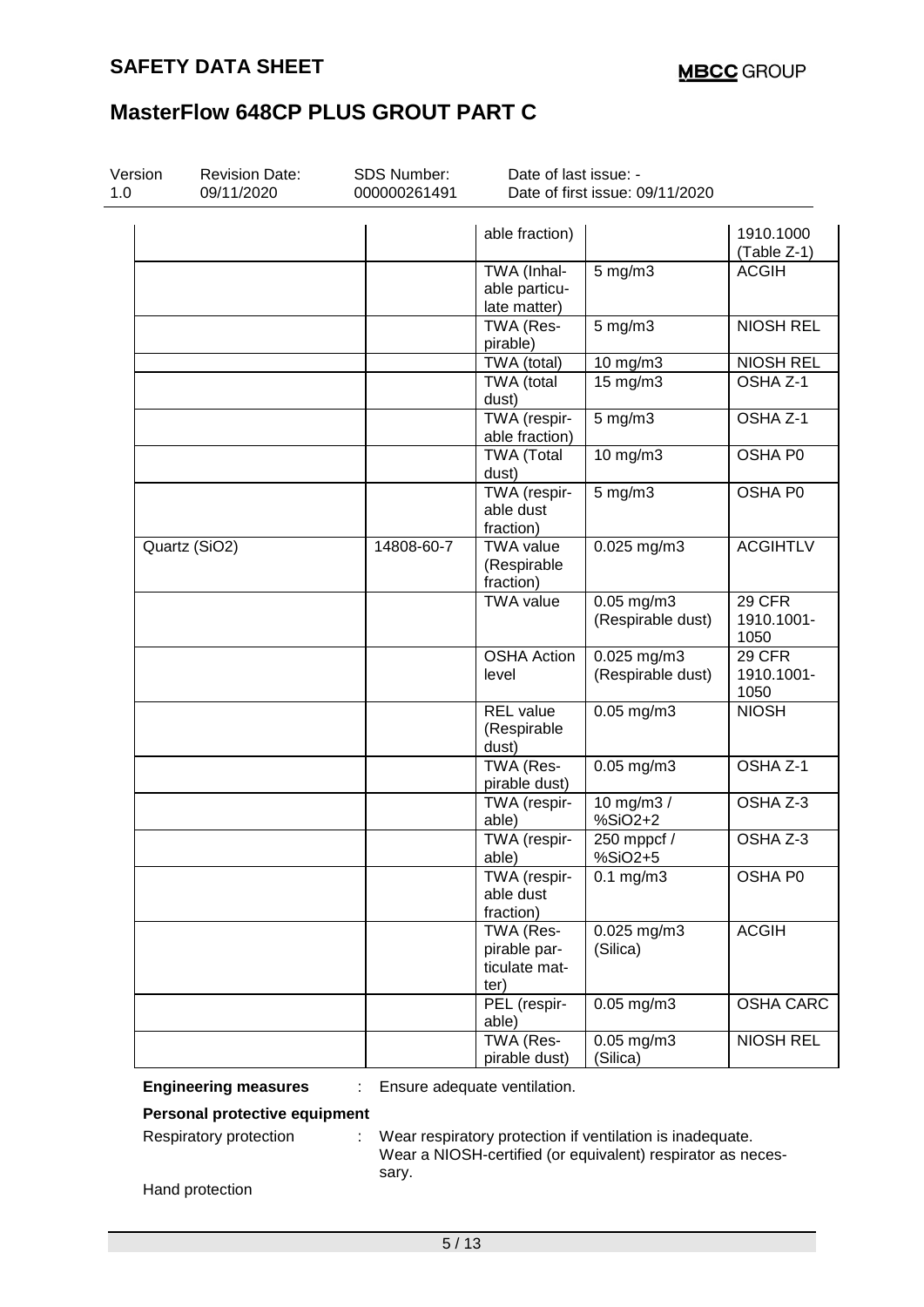| | | | | |
|---|---|---|---|---|
| | | able fraction) | | 1910.1000 (Table Z-1) |
| | | TWA (Inhalable particulate matter) | 5 mg/m3 | ACGIH |
| | | TWA (Respirable) | 5 mg/m3 | NIOSH REL |
| | | TWA (total) | 10 mg/m3 | NIOSH REL |
| | | TWA (total dust) | 15 mg/m3 | OSHA Z-1 |
| | | TWA (respirable fraction) | 5 mg/m3 | OSHA Z-1 |
| | | TWA (Total dust) | 10 mg/m3 | OSHA P0 |
| | | TWA (respirable dust fraction) | 5 mg/m3 | OSHA P0 |
| Quartz ($SiO_2$) | 14808-60-7 | TWA value (Respirable fraction) | 0.025 mg/m3 | ACGIHTLV |
| | | TWA value | 0.05 mg/m3 (Respirable dust) | 29 CFR 1910.1001-1050 |
| | | OSHA Action level | 0.025 mg/m3 (Respirable dust) | 29 CFR 1910.1001-1050 |
| | | REL value (Respirable dust) | 0.05 mg/m3 | NIOSH |
| | | TWA (Respirable dust) | 0.05 mg/m3 | OSHA Z-1 |
| | | TWA (respirable) | 10 mg/m3 / %$SiO_2$+2 | OSHA Z-3 |
| | | TWA (respirable) | 250 mppcf / %$SiO_2$+5 | OSHA Z-3 |
| | | TWA (respirable dust fraction) | 0.1 mg/m3 | OSHA P0 |
| | | TWA (Respirable particulate matter) | 0.025 mg/m3 (Silica) | ACGIH |
| | | PEL (respirable) | 0.05 mg/m3 | OSHA CARC |
| | | TWA (Respirable dust) | 0.05 mg/m3 (Silica) | NIOSH REL |

**Engineering measures** : Ensure adequate ventilation.

**Personal protective equipment**

Respiratory protection : Wear respiratory protection if ventilation is inadequate. Wear a NIOSH-certified (or equivalent) respirator as necessary.

Hand protection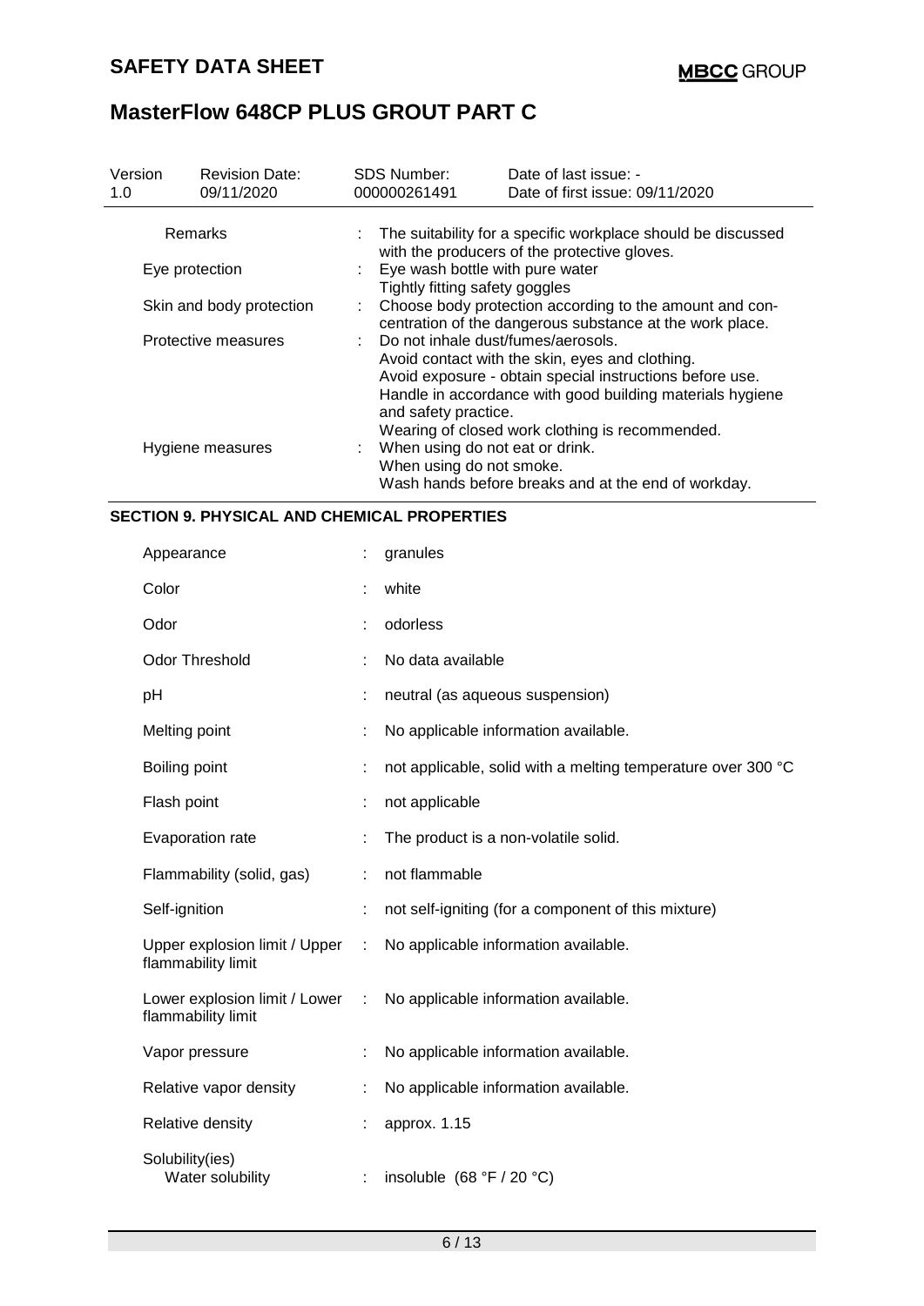| | | |
|---|---|---|
| Remarks | : | The suitability for a specific workplace should be discussed with the producers of the protective gloves. |
| Eye protection | : | Eye wash bottle with pure water<br>Tightly fitting safety goggles |
| Skin and body protection | : | Choose body protection according to the amount and concentration of the dangerous substance at the work place. |
| Protective measures | : | Do not inhale dust/fumes/aerosols.<br>Avoid contact with the skin, eyes and clothing.<br>Avoid exposure - obtain special instructions before use.<br>Handle in accordance with good building materials hygiene and safety practice.<br>Wearing of closed work clothing is recommended. |
| Hygiene measures | : | When using do not eat or drink.<br>When using do not smoke.<br>Wash hands before breaks and at the end of workday. |

## SECTION 9. PHYSICAL AND CHEMICAL PROPERTIES

| | | |
|---|---|---|
| Appearance | : | granules |
| Color | : | white |
| Odor | : | odorless |
| Odor Threshold | : | No data available |
| pH | : | neutral (as aqueous suspension) |
| Melting point | : | No applicable information available. |
| Boiling point | : | not applicable, solid with a melting temperature over 300 °C |
| Flash point | : | not applicable |
| Evaporation rate | : | The product is a non-volatile solid. |
| Flammability (solid, gas) | : | not flammable |
| Self-ignition | : | not self-igniting (for a component of this mixture) |
| Upper explosion limit / Upper flammability limit | : | No applicable information available. |
| Lower explosion limit / Lower flammability limit | : | No applicable information available. |
| Vapor pressure | : | No applicable information available. |
| Relative vapor density | : | No applicable information available. |
| Relative density | : | approx. 1.15 |
| Solubility(ies)<br>Water solubility | : | insoluble (68 °F / 20 °C) |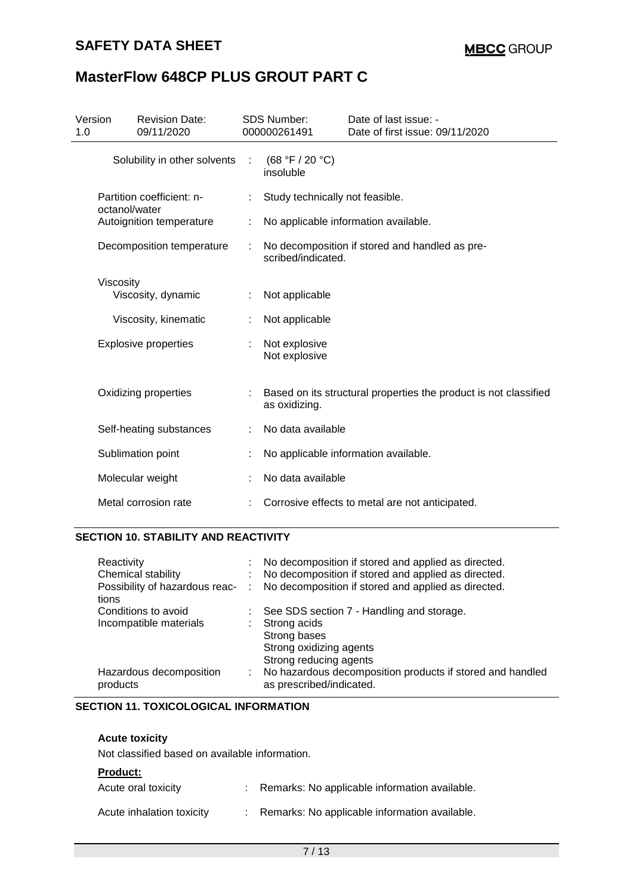| | | |
|---|---|---|
| Solubility in other solvents | : | (68 °F / 20 °C)<br>insoluble |
| Partition coefficient: n-octanol/water | : | Study technically not feasible. |
| Autoignition temperature | : | No applicable information available. |
| Decomposition temperature | : | No decomposition if stored and handled as prescribed/indicated. |
| Viscosity | | |
| Viscosity, dynamic | : | Not applicable |
| Viscosity, kinematic | : | Not applicable |
| Explosive properties | : | Not explosive<br>Not explosive |
| Oxidizing properties | : | Based on its structural properties the product is not classified as oxidizing. |
| Self-heating substances | : | No data available |
| Sublimation point | : | No applicable information available. |
| Molecular weight | : | No data available |
| Metal corrosion rate | : | Corrosive effects to metal are not anticipated. |

## SECTION 10. STABILITY AND REACTIVITY

| | | |
|---|---|---|
| Reactivity | : | No decomposition if stored and applied as directed. |
| Chemical stability | : | No decomposition if stored and applied as directed. |
| Possibility of hazardous reactions | : | No decomposition if stored and applied as directed. |
| Conditions to avoid | : | See SDS section 7 - Handling and storage. |
| Incompatible materials | : | Strong acids<br>Strong bases<br>Strong oxidizing agents<br>Strong reducing agents |
| Hazardous decomposition products | : | No hazardous decomposition products if stored and handled as prescribed/indicated. |

## SECTION 11. TOXICOLOGICAL INFORMATION

**Acute toxicity**

Not classified based on available information.

**Product:**

| | | |
|---|---|---|
| Acute oral toxicity | : | Remarks: No applicable information available. |
| Acute inhalation toxicity | : | Remarks: No applicable information available. |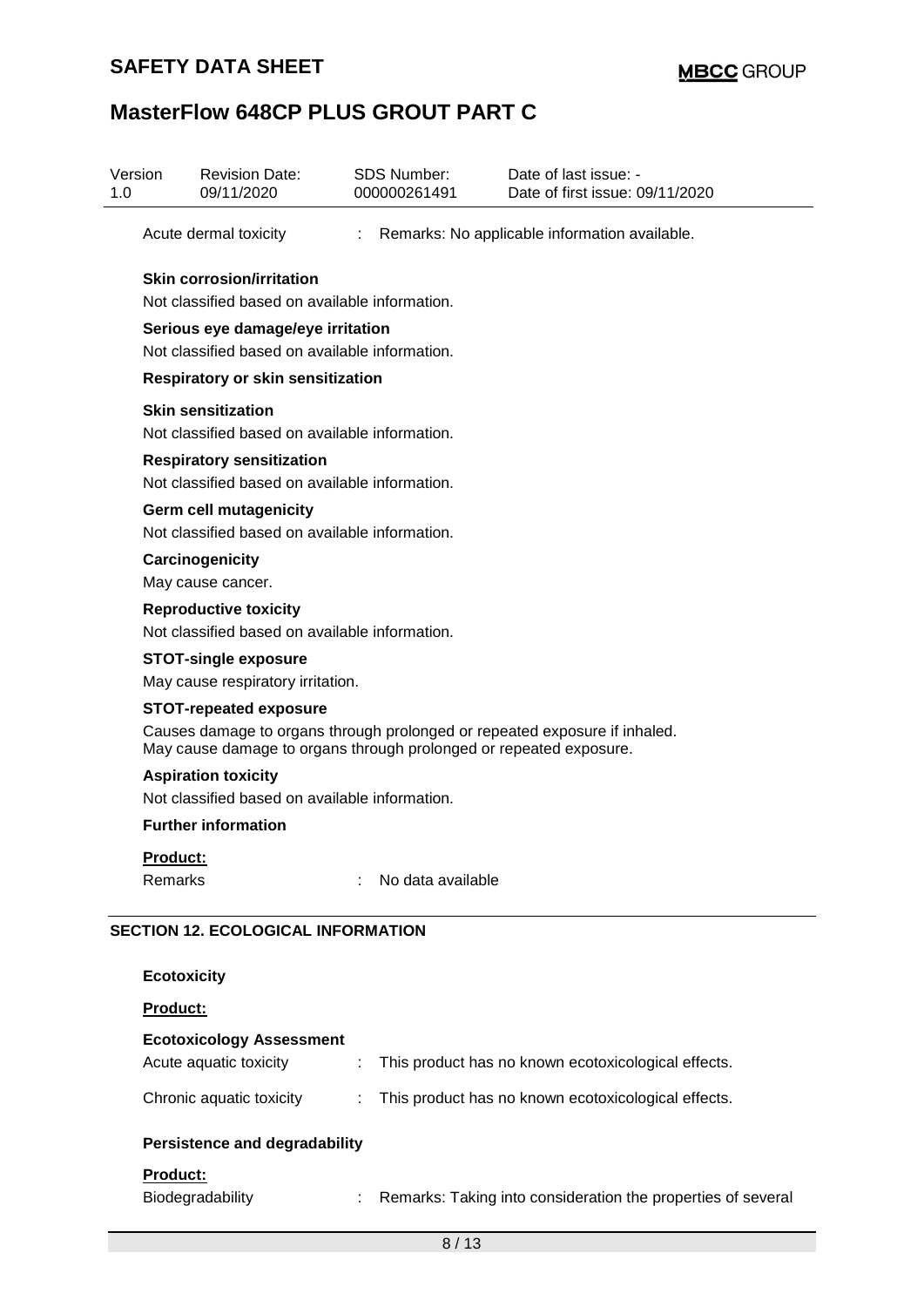Acute dermal toxicity : Remarks: No applicable information available.

**Skin corrosion/irritation**

Not classified based on available information.

**Serious eye damage/eye irritation**

Not classified based on available information.

**Respiratory or skin sensitization**

**Skin sensitization**

Not classified based on available information.

**Respiratory sensitization**

Not classified based on available information.

**Germ cell mutagenicity**

Not classified based on available information.

**Carcinogenicity**

May cause cancer.

**Reproductive toxicity**

Not classified based on available information.

**STOT-single exposure**

May cause respiratory irritation.

**STOT-repeated exposure**

Causes damage to organs through prolonged or repeated exposure if inhaled.
May cause damage to organs through prolonged or repeated exposure.

**Aspiration toxicity**

Not classified based on available information.

**Further information**

**Product:**

Remarks : No data available

## SECTION 12. ECOLOGICAL INFORMATION

**Ecotoxicity**

**Product:**

**Ecotoxicology Assessment**

Acute aquatic toxicity : This product has no known ecotoxicological effects.

Chronic aquatic toxicity : This product has no known ecotoxicological effects.

**Persistence and degradability**

**Product:**

Biodegradability : Remarks: Taking into consideration the properties of several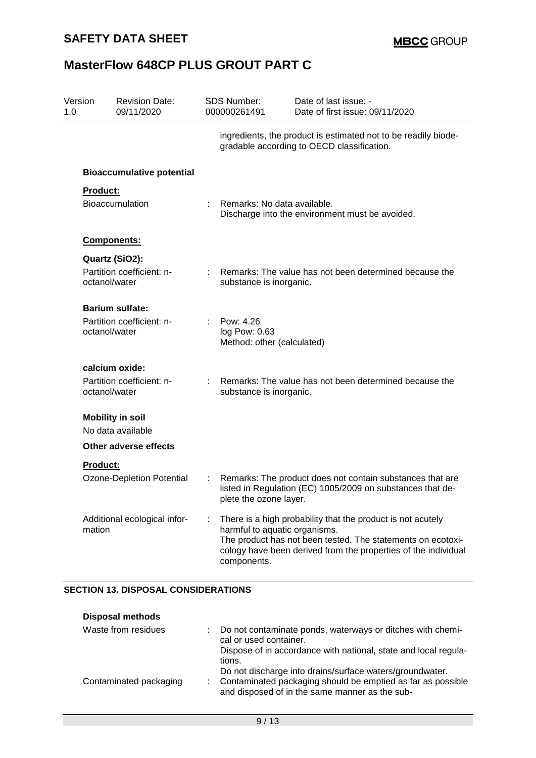ingredients, the product is estimated not to be readily biodegradable according to OECD classification.

**Bioaccumulative potential**

**Product:**

| | | |
|---|---|---|
| Bioaccumulation | : | Remarks: No data available. Discharge into the environment must be avoided. |

**Components:**

**Quartz ($SiO_2$):**

| | | |
|---|---|---|
| Partition coefficient: n-octanol/water | : | Remarks: The value has not been determined because the substance is inorganic. |

**Barium sulfate:**

| | | |
|---|---|---|
| Partition coefficient: n-octanol/water | : | Pow: 4.26<br>log Pow: 0.63<br>Method: other (calculated) |

**calcium oxide:**

| | | |
|---|---|---|
| Partition coefficient: n-octanol/water | : | Remarks: The value has not been determined because the substance is inorganic. |

**Mobility in soil**

No data available

**Other adverse effects**

**Product:**

| | | |
|---|---|---|
| Ozone-Depletion Potential | : | Remarks: The product does not contain substances that are listed in Regulation (EC) 1005/2009 on substances that deplete the ozone layer. |
| Additional ecological information | : | There is a high probability that the product is not acutely harmful to aquatic organisms.<br>The product has not been tested. The statements on ecotoxicology have been derived from the properties of the individual components. |

## SECTION 13. DISPOSAL CONSIDERATIONS

**Disposal methods**

| | | |
|---|---|---|
| Waste from residues | : | Do not contaminate ponds, waterways or ditches with chemical or used container.<br>Dispose of in accordance with national, state and local regulations.<br>Do not discharge into drains/surface waters/groundwater. |
| Contaminated packaging | : | Contaminated packaging should be emptied as far as possible and disposed of in the same manner as the sub- |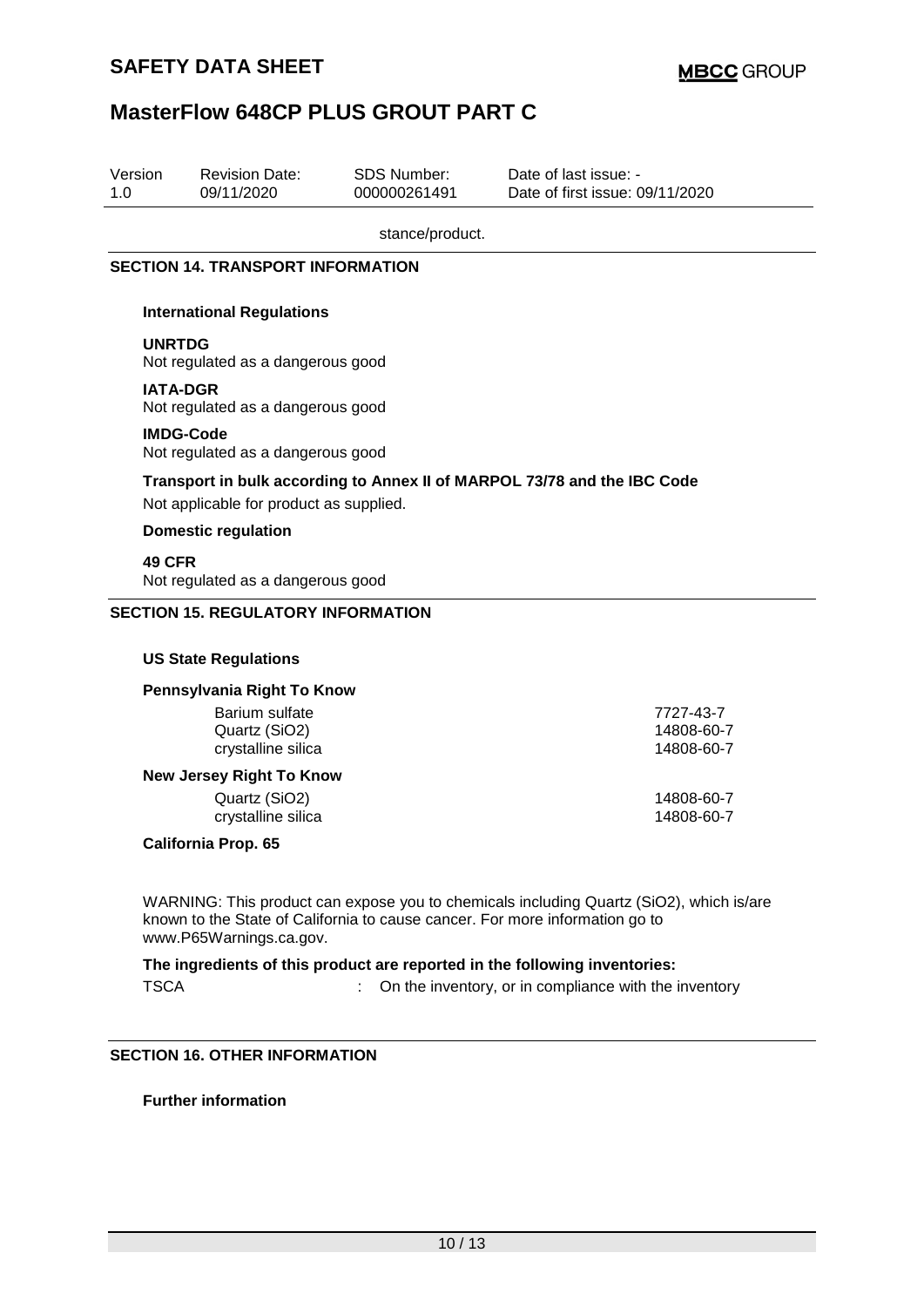stance/product.

## SECTION 14. TRANSPORT INFORMATION

### International Regulations

**UNRTDG**
Not regulated as a dangerous good

**IATA-DGR**
Not regulated as a dangerous good

**IMDG-Code**
Not regulated as a dangerous good

**Transport in bulk according to Annex II of MARPOL 73/78 and the IBC Code**
Not applicable for product as supplied.

### Domestic regulation

**49 CFR**
Not regulated as a dangerous good

## SECTION 15. REGULATORY INFORMATION

### US State Regulations

**Pennsylvania Right To Know**

| | |
|---|---|
| Barium sulfate | 7727-43-7 |
| Quartz ($SiO_2$) | 14808-60-7 |
| crystalline silica | 14808-60-7 |

**New Jersey Right To Know**

| | |
|---|---|
| Quartz ($SiO_2$) | 14808-60-7 |
| crystalline silica | 14808-60-7 |

**California Prop. 65**

WARNING: This product can expose you to chemicals including Quartz ($SiO_2$), which is/are known to the State of California to cause cancer. For more information go to www.P65Warnings.ca.gov.

**The ingredients of this product are reported in the following inventories:**

TSCA : On the inventory, or in compliance with the inventory

## SECTION 16. OTHER INFORMATION

### Further information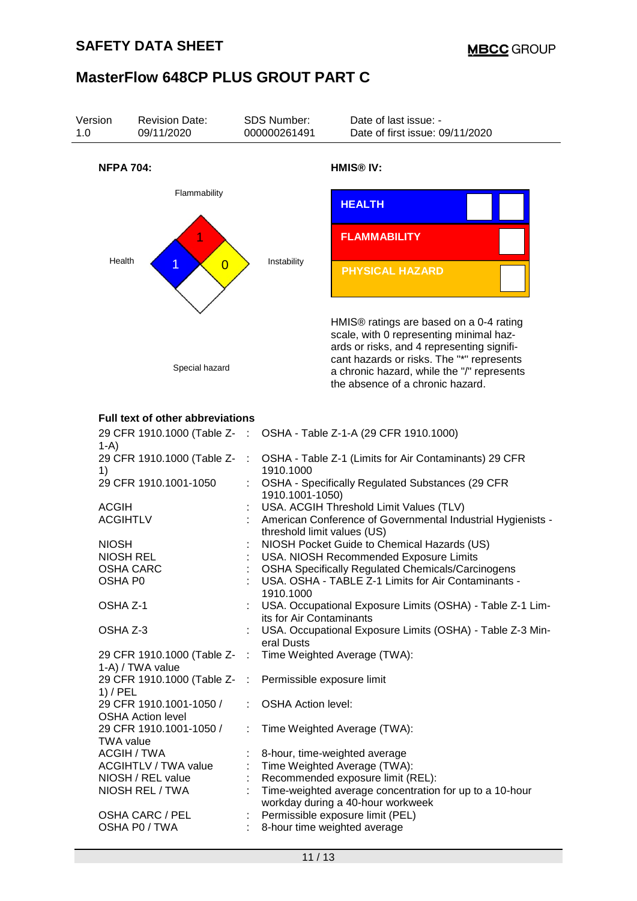# SAFETY DATA SHEET

## MasterFlow 648CP PLUS GROUT PART C

| Version | Revision Date: | SDS Number: | Date of last issue: - |
|---|---|---|---|
| 1.0 | 09/11/2020 | 000000261491 | Date of first issue: 09/11/2020 |

**NFPA 704:**

Flammability: 1
Health: 1
Instability: 0
Special hazard

**HMIS® IV:**

| HEALTH | |
|---|---|
| FLAMMABILITY | |
| PHYSICAL HAZARD | |

HMIS® ratings are based on a 0-4 rating scale, with 0 representing minimal hazards or risks, and 4 representing significant hazards or risks. The "*" represents a chronic hazard, while the "/" represents the absence of a chronic hazard.

**Full text of other abbreviations**

| | | |
|---|---|---|
| 29 CFR 1910.1000 (Table Z-1-A) | : | OSHA - Table Z-1-A (29 CFR 1910.1000) |
| 29 CFR 1910.1000 (Table Z-1) | : | OSHA - Table Z-1 (Limits for Air Contaminants) 29 CFR 1910.1000 |
| 29 CFR 1910.1001-1050 | : | OSHA - Specifically Regulated Substances (29 CFR 1910.1001-1050) |
| ACGIH | : | USA. ACGIH Threshold Limit Values (TLV) |
| ACGIHTLV | : | American Conference of Governmental Industrial Hygienists - threshold limit values (US) |
| NIOSH | : | NIOSH Pocket Guide to Chemical Hazards (US) |
| NIOSH REL | : | USA. NIOSH Recommended Exposure Limits |
| OSHA CARC | : | OSHA Specifically Regulated Chemicals/Carcinogens |
| OSHA P0 | : | USA. OSHA - TABLE Z-1 Limits for Air Contaminants - 1910.1000 |
| OSHA Z-1 | : | USA. Occupational Exposure Limits (OSHA) - Table Z-1 Limits for Air Contaminants |
| OSHA Z-3 | : | USA. Occupational Exposure Limits (OSHA) - Table Z-3 Mineral Dusts |
| 29 CFR 1910.1000 (Table Z-1-A) / TWA value | : | Time Weighted Average (TWA): |
| 29 CFR 1910.1000 (Table Z-1) / PEL | : | Permissible exposure limit |
| 29 CFR 1910.1001-1050 / OSHA Action level | : | OSHA Action level: |
| 29 CFR 1910.1001-1050 / TWA value | : | Time Weighted Average (TWA): |
| ACGIH / TWA | : | 8-hour, time-weighted average |
| ACGIHTLV / TWA value | : | Time Weighted Average (TWA): |
| NIOSH / REL value | : | Recommended exposure limit (REL): |
| NIOSH REL / TWA | : | Time-weighted average concentration for up to a 10-hour workday during a 40-hour workweek |
| OSHA CARC / PEL | : | Permissible exposure limit (PEL) |
| OSHA P0 / TWA | : | 8-hour time weighted average |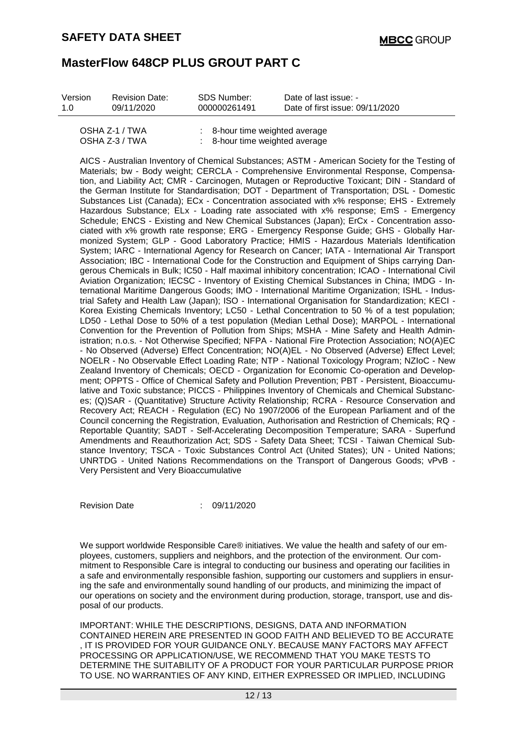| | | | |
|---|---|---|---|
| Version 1.0 | Revision Date: 09/11/2020 | SDS Number: 000000261491 | Date of last issue: - Date of first issue: 09/11/2020 |

OSHA Z-1 / TWA : 8-hour time weighted average
OSHA Z-3 / TWA : 8-hour time weighted average

AICS - Australian Inventory of Chemical Substances; ASTM - American Society for the Testing of Materials; bw - Body weight; CERCLA - Comprehensive Environmental Response, Compensation, and Liability Act; CMR - Carcinogen, Mutagen or Reproductive Toxicant; DIN - Standard of the German Institute for Standardisation; DOT - Department of Transportation; DSL - Domestic Substances List (Canada); ECx - Concentration associated with x% response; EHS - Extremely Hazardous Substance; ELx - Loading rate associated with x% response; EmS - Emergency Schedule; ENCS - Existing and New Chemical Substances (Japan); ErCx - Concentration associated with x% growth rate response; ERG - Emergency Response Guide; GHS - Globally Harmonized System; GLP - Good Laboratory Practice; HMIS - Hazardous Materials Identification System; IARC - International Agency for Research on Cancer; IATA - International Air Transport Association; IBC - International Code for the Construction and Equipment of Ships carrying Dangerous Chemicals in Bulk; IC50 - Half maximal inhibitory concentration; ICAO - International Civil Aviation Organization; IECSC - Inventory of Existing Chemical Substances in China; IMDG - International Maritime Dangerous Goods; IMO - International Maritime Organization; ISHL - Industrial Safety and Health Law (Japan); ISO - International Organisation for Standardization; KECI - Korea Existing Chemicals Inventory; LC50 - Lethal Concentration to 50 % of a test population; LD50 - Lethal Dose to 50% of a test population (Median Lethal Dose); MARPOL - International Convention for the Prevention of Pollution from Ships; MSHA - Mine Safety and Health Administration; n.o.s. - Not Otherwise Specified; NFPA - National Fire Protection Association; NO(A)EC - No Observed (Adverse) Effect Concentration; NO(A)EL - No Observed (Adverse) Effect Level; NOELR - No Observable Effect Loading Rate; NTP - National Toxicology Program; NZIoC - New Zealand Inventory of Chemicals; OECD - Organization for Economic Co-operation and Development; OPPTS - Office of Chemical Safety and Pollution Prevention; PBT - Persistent, Bioaccumulative and Toxic substance; PICCS - Philippines Inventory of Chemicals and Chemical Substances; (Q)SAR - (Quantitative) Structure Activity Relationship; RCRA - Resource Conservation and Recovery Act; REACH - Regulation (EC) No 1907/2006 of the European Parliament and of the Council concerning the Registration, Evaluation, Authorisation and Restriction of Chemicals; RQ - Reportable Quantity; SADT - Self-Accelerating Decomposition Temperature; SARA - Superfund Amendments and Reauthorization Act; SDS - Safety Data Sheet; TCSI - Taiwan Chemical Substance Inventory; TSCA - Toxic Substances Control Act (United States); UN - United Nations; UNRTDG - United Nations Recommendations on the Transport of Dangerous Goods; vPvB - Very Persistent and Very Bioaccumulative

Revision Date : 09/11/2020

We support worldwide Responsible Care® initiatives. We value the health and safety of our employees, customers, suppliers and neighbors, and the protection of the environment. Our commitment to Responsible Care is integral to conducting our business and operating our facilities in a safe and environmentally responsible fashion, supporting our customers and suppliers in ensuring the safe and environmentally sound handling of our products, and minimizing the impact of our operations on society and the environment during production, storage, transport, use and disposal of our products.

IMPORTANT: WHILE THE DESCRIPTIONS, DESIGNS, DATA AND INFORMATION CONTAINED HEREIN ARE PRESENTED IN GOOD FAITH AND BELIEVED TO BE ACCURATE , IT IS PROVIDED FOR YOUR GUIDANCE ONLY. BECAUSE MANY FACTORS MAY AFFECT PROCESSING OR APPLICATION/USE, WE RECOMMEND THAT YOU MAKE TESTS TO DETERMINE THE SUITABILITY OF A PRODUCT FOR YOUR PARTICULAR PURPOSE PRIOR TO USE. NO WARRANTIES OF ANY KIND, EITHER EXPRESSED OR IMPLIED, INCLUDING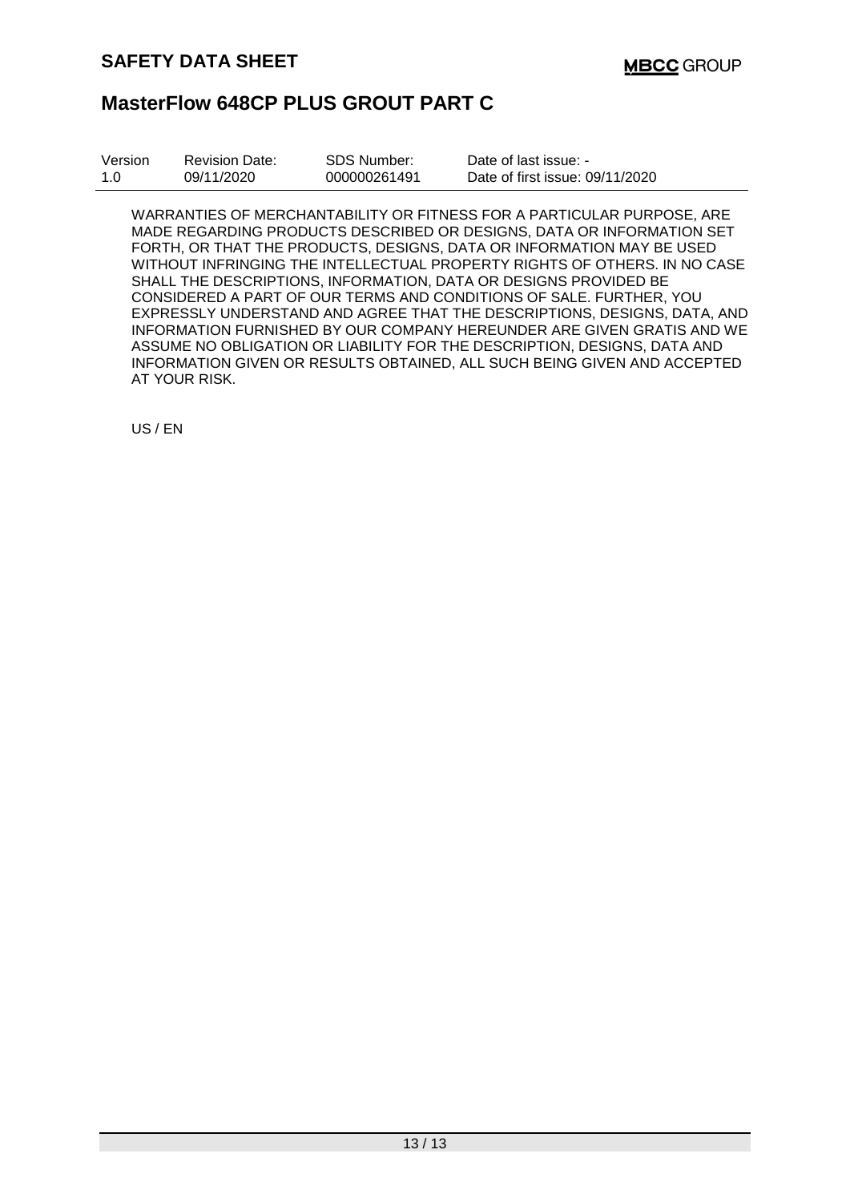WARRANTIES OF MERCHANTABILITY OR FITNESS FOR A PARTICULAR PURPOSE, ARE MADE REGARDING PRODUCTS DESCRIBED OR DESIGNS, DATA OR INFORMATION SET FORTH, OR THAT THE PRODUCTS, DESIGNS, DATA OR INFORMATION MAY BE USED WITHOUT INFRINGING THE INTELLECTUAL PROPERTY RIGHTS OF OTHERS. IN NO CASE SHALL THE DESCRIPTIONS, INFORMATION, DATA OR DESIGNS PROVIDED BE CONSIDERED A PART OF OUR TERMS AND CONDITIONS OF SALE. FURTHER, YOU EXPRESSLY UNDERSTAND AND AGREE THAT THE DESCRIPTIONS, DESIGNS, DATA, AND INFORMATION FURNISHED BY OUR COMPANY HEREUNDER ARE GIVEN GRATIS AND WE ASSUME NO OBLIGATION OR LIABILITY FOR THE DESCRIPTION, DESIGNS, DATA AND INFORMATION GIVEN OR RESULTS OBTAINED, ALL SUCH BEING GIVEN AND ACCEPTED AT YOUR RISK.

US / EN